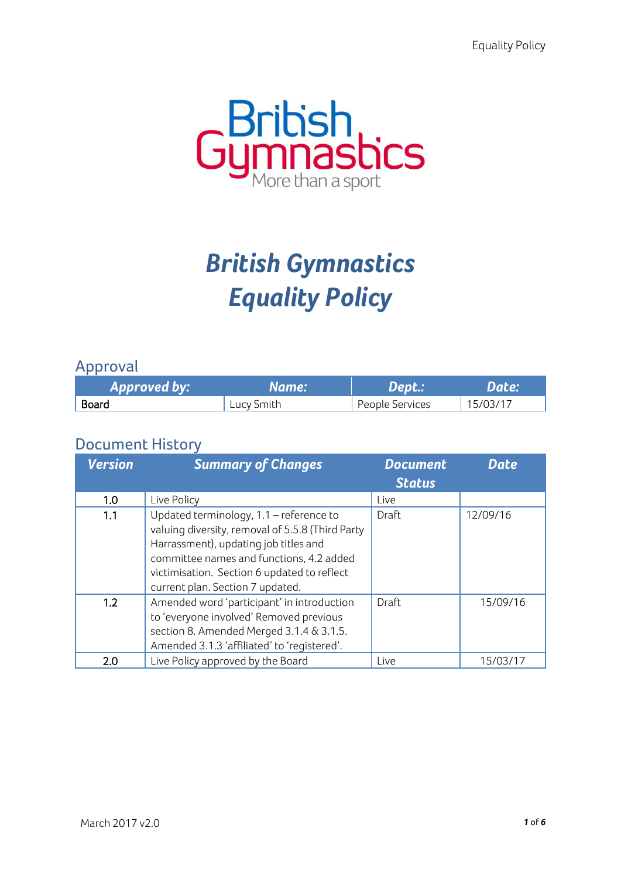# British Gymnastics Equality Policy

## Approval

| Approved by: | Name: | Dept.: | Date: |
|---|---|---|---|
| Board | Lucy Smith | People Services | 15/03/17 |

## Document History

| Version | Summary of Changes | Document Status | Date |
|---|---|---|---|
| 1.0 | Live Policy | Live | |
| 1.1 | Updated terminology, 1.1 – reference to valuing diversity, removal of 5.5.8 (Third Party Harrassment), updating job titles and committee names and functions, 4.2 added victimisation. Section 6 updated to reflect current plan. Section 7 updated. | Draft | 12/09/16 |
| 1.2 | Amended word 'participant' in introduction to 'everyone involved' Removed previous section 8. Amended Merged 3.1.4 & 3.1.5. Amended 3.1.3 'affiliated' to 'registered'. | Draft | 15/09/16 |
| 2.0 | Live Policy approved by the Board | Live | 15/03/17 |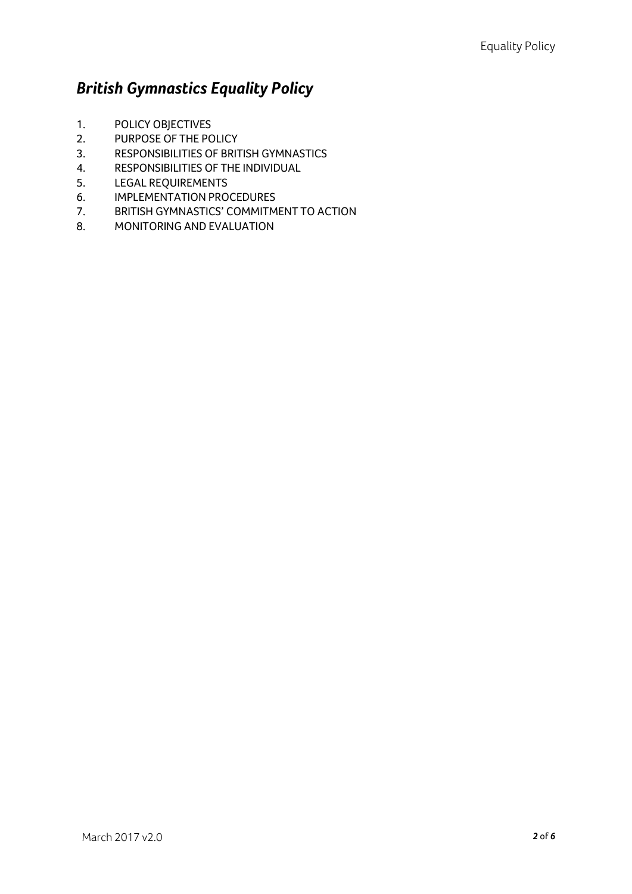# *British Gymnastics Equality Policy*

1. POLICY OBJECTIVES
2. PURPOSE OF THE POLICY
3. RESPONSIBILITIES OF BRITISH GYMNASTICS
4. RESPONSIBILITIES OF THE INDIVIDUAL
5. LEGAL REQUIREMENTS
6. IMPLEMENTATION PROCEDURES
7. BRITISH GYMNASTICS' COMMITMENT TO ACTION
8. MONITORING AND EVALUATION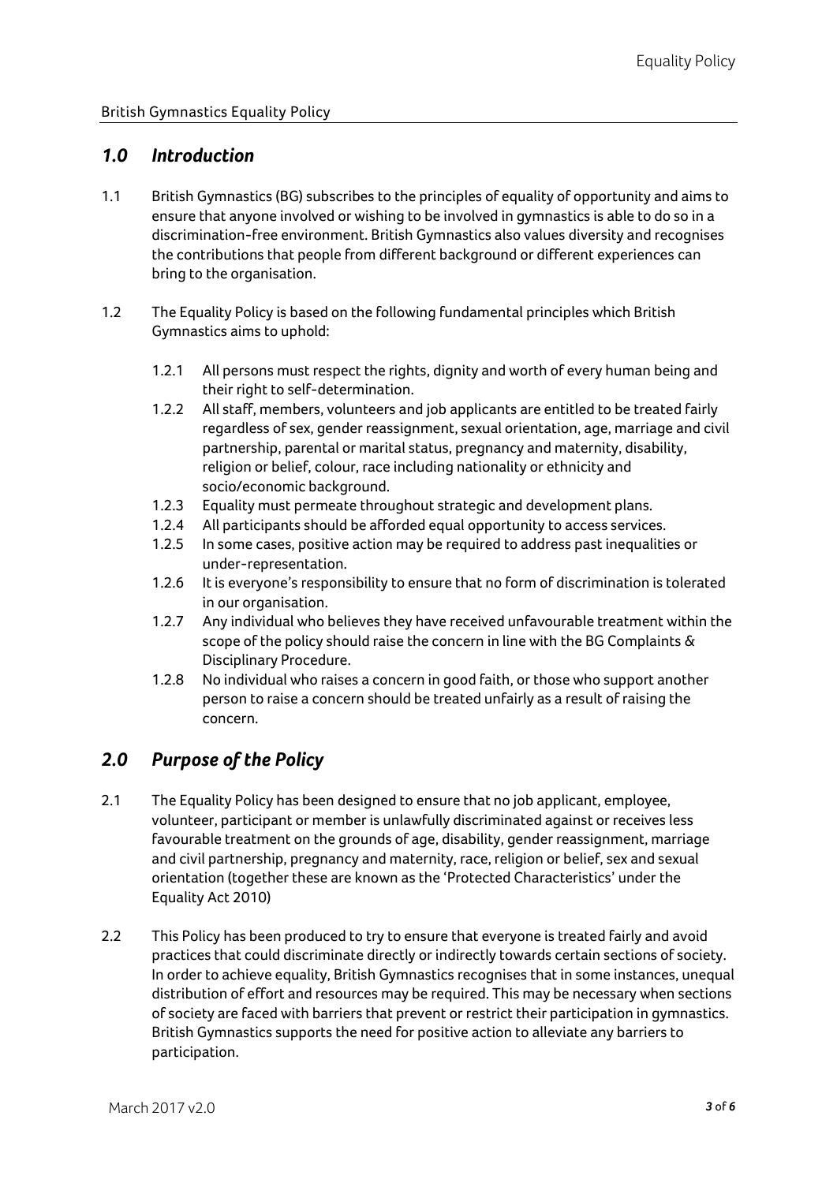British Gymnastics Equality Policy

## *1.0 Introduction*

1.1 British Gymnastics (BG) subscribes to the principles of equality of opportunity and aims to ensure that anyone involved or wishing to be involved in gymnastics is able to do so in a discrimination-free environment. British Gymnastics also values diversity and recognises the contributions that people from different background or different experiences can bring to the organisation.

1.2 The Equality Policy is based on the following fundamental principles which British Gymnastics aims to uphold:

- 1.2.1 All persons must respect the rights, dignity and worth of every human being and their right to self-determination.
- 1.2.2 All staff, members, volunteers and job applicants are entitled to be treated fairly regardless of sex, gender reassignment, sexual orientation, age, marriage and civil partnership, parental or marital status, pregnancy and maternity, disability, religion or belief, colour, race including nationality or ethnicity and socio/economic background.
- 1.2.3 Equality must permeate throughout strategic and development plans.
- 1.2.4 All participants should be afforded equal opportunity to access services.
- 1.2.5 In some cases, positive action may be required to address past inequalities or under-representation.
- 1.2.6 It is everyone's responsibility to ensure that no form of discrimination is tolerated in our organisation.
- 1.2.7 Any individual who believes they have received unfavourable treatment within the scope of the policy should raise the concern in line with the BG Complaints & Disciplinary Procedure.
- 1.2.8 No individual who raises a concern in good faith, or those who support another person to raise a concern should be treated unfairly as a result of raising the concern.

## *2.0 Purpose of the Policy*

2.1 The Equality Policy has been designed to ensure that no job applicant, employee, volunteer, participant or member is unlawfully discriminated against or receives less favourable treatment on the grounds of age, disability, gender reassignment, marriage and civil partnership, pregnancy and maternity, race, religion or belief, sex and sexual orientation (together these are known as the 'Protected Characteristics' under the Equality Act 2010)

2.2 This Policy has been produced to try to ensure that everyone is treated fairly and avoid practices that could discriminate directly or indirectly towards certain sections of society. In order to achieve equality, British Gymnastics recognises that in some instances, unequal distribution of effort and resources may be required. This may be necessary when sections of society are faced with barriers that prevent or restrict their participation in gymnastics. British Gymnastics supports the need for positive action to alleviate any barriers to participation.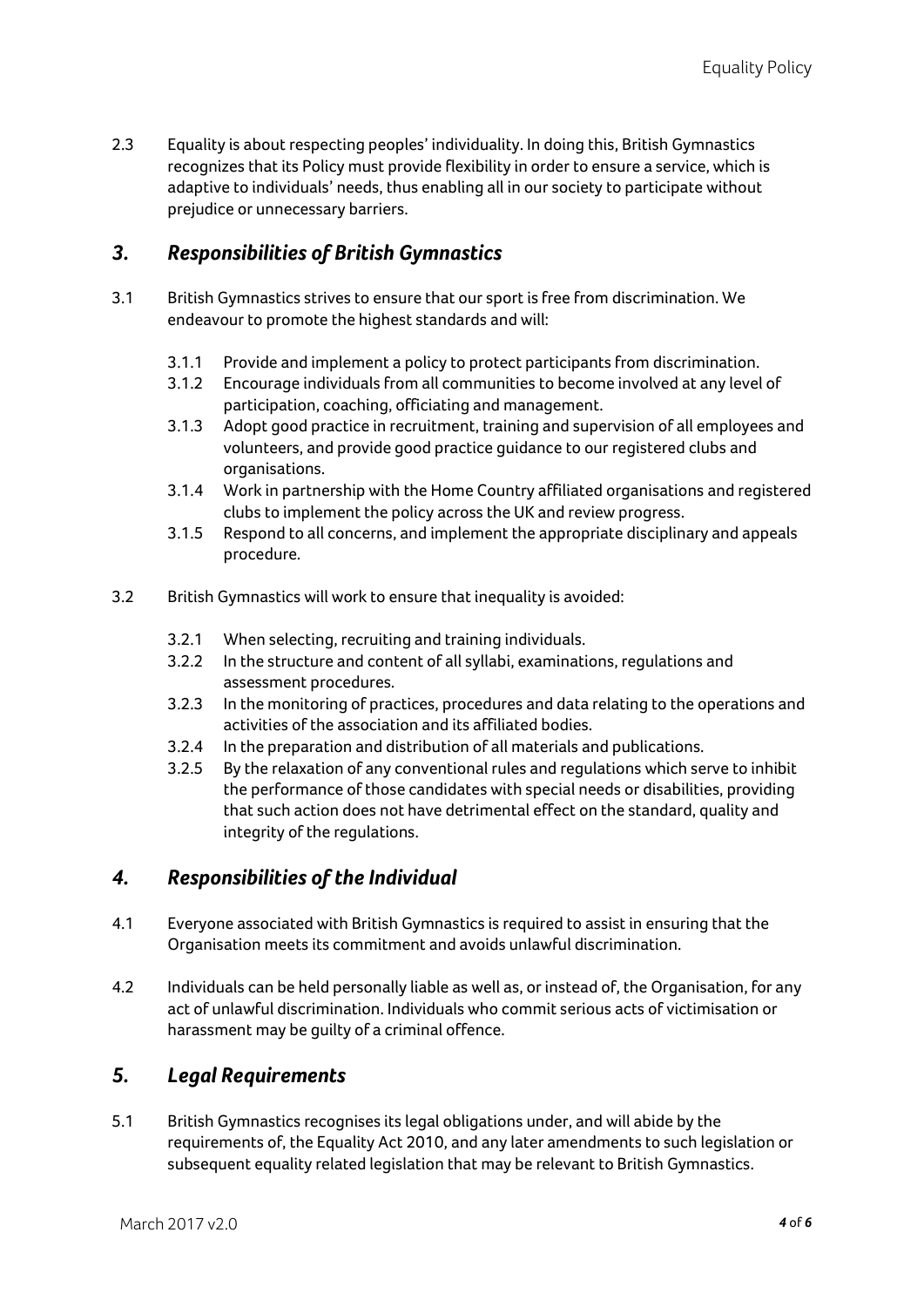2.3 Equality is about respecting peoples' individuality. In doing this, British Gymnastics recognizes that its Policy must provide flexibility in order to ensure a service, which is adaptive to individuals' needs, thus enabling all in our society to participate without prejudice or unnecessary barriers.

## *3. Responsibilities of British Gymnastics*

3.1 British Gymnastics strives to ensure that our sport is free from discrimination. We endeavour to promote the highest standards and will:

- 3.1.1 Provide and implement a policy to protect participants from discrimination.
- 3.1.2 Encourage individuals from all communities to become involved at any level of participation, coaching, officiating and management.
- 3.1.3 Adopt good practice in recruitment, training and supervision of all employees and volunteers, and provide good practice guidance to our registered clubs and organisations.
- 3.1.4 Work in partnership with the Home Country affiliated organisations and registered clubs to implement the policy across the UK and review progress.
- 3.1.5 Respond to all concerns, and implement the appropriate disciplinary and appeals procedure.

3.2 British Gymnastics will work to ensure that inequality is avoided:

- 3.2.1 When selecting, recruiting and training individuals.
- 3.2.2 In the structure and content of all syllabi, examinations, regulations and assessment procedures.
- 3.2.3 In the monitoring of practices, procedures and data relating to the operations and activities of the association and its affiliated bodies.
- 3.2.4 In the preparation and distribution of all materials and publications.
- 3.2.5 By the relaxation of any conventional rules and regulations which serve to inhibit the performance of those candidates with special needs or disabilities, providing that such action does not have detrimental effect on the standard, quality and integrity of the regulations.

## *4. Responsibilities of the Individual*

4.1 Everyone associated with British Gymnastics is required to assist in ensuring that the Organisation meets its commitment and avoids unlawful discrimination.

4.2 Individuals can be held personally liable as well as, or instead of, the Organisation, for any act of unlawful discrimination. Individuals who commit serious acts of victimisation or harassment may be guilty of a criminal offence.

## *5. Legal Requirements*

5.1 British Gymnastics recognises its legal obligations under, and will abide by the requirements of, the Equality Act 2010, and any later amendments to such legislation or subsequent equality related legislation that may be relevant to British Gymnastics.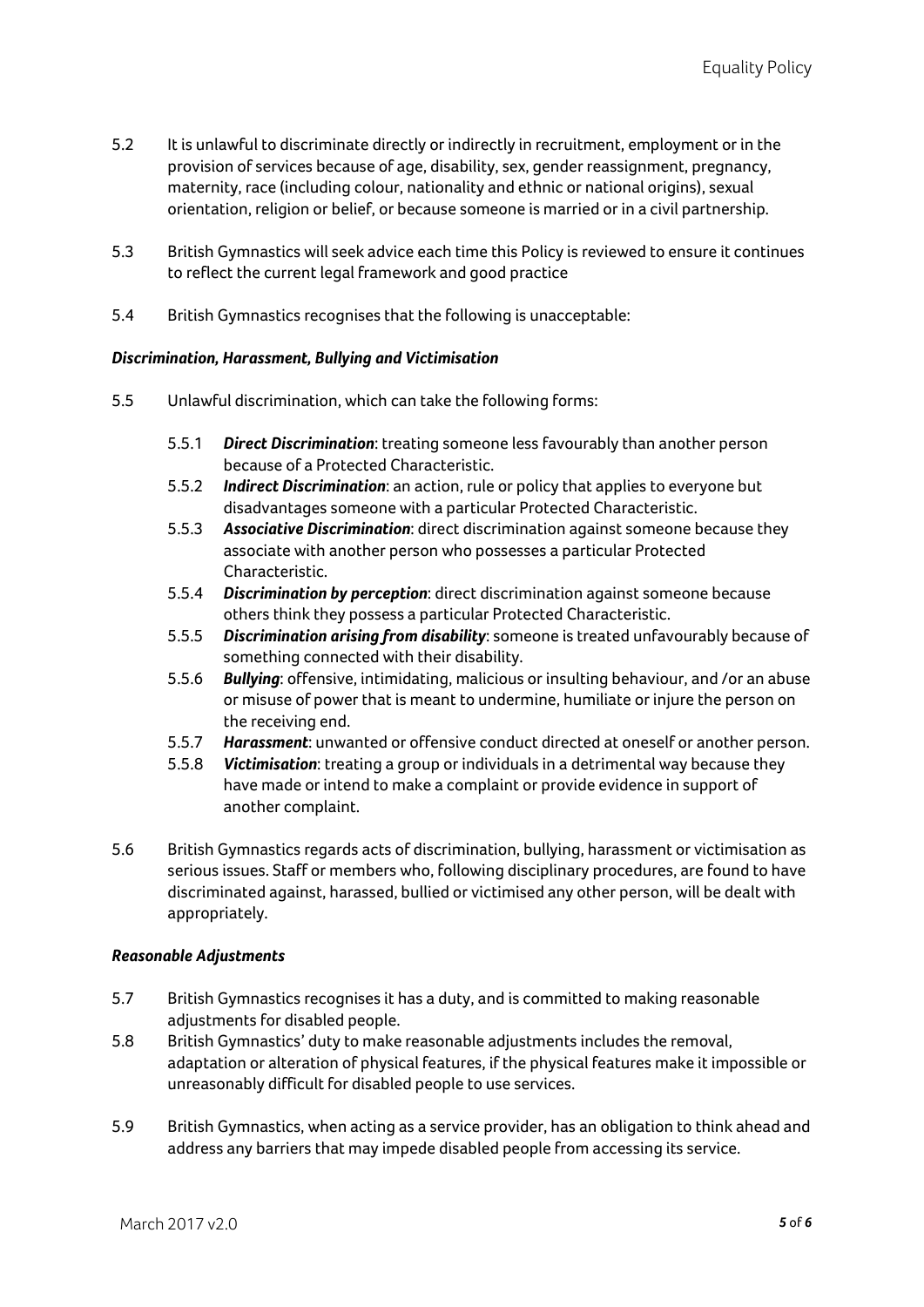5.2 It is unlawful to discriminate directly or indirectly in recruitment, employment or in the provision of services because of age, disability, sex, gender reassignment, pregnancy, maternity, race (including colour, nationality and ethnic or national origins), sexual orientation, religion or belief, or because someone is married or in a civil partnership.

5.3 British Gymnastics will seek advice each time this Policy is reviewed to ensure it continues to reflect the current legal framework and good practice

5.4 British Gymnastics recognises that the following is unacceptable:

***Discrimination, Harassment, Bullying and Victimisation***

5.5 Unlawful discrimination, which can take the following forms:

- 5.5.1 ***Direct Discrimination***: treating someone less favourably than another person because of a Protected Characteristic.
- 5.5.2 ***Indirect Discrimination***: an action, rule or policy that applies to everyone but disadvantages someone with a particular Protected Characteristic.
- 5.5.3 ***Associative Discrimination***: direct discrimination against someone because they associate with another person who possesses a particular Protected Characteristic.
- 5.5.4 ***Discrimination by perception***: direct discrimination against someone because others think they possess a particular Protected Characteristic.
- 5.5.5 ***Discrimination arising from disability***: someone is treated unfavourably because of something connected with their disability.
- 5.5.6 ***Bullying***: offensive, intimidating, malicious or insulting behaviour, and /or an abuse or misuse of power that is meant to undermine, humiliate or injure the person on the receiving end.
- 5.5.7 ***Harassment***: unwanted or offensive conduct directed at oneself or another person.
- 5.5.8 ***Victimisation***: treating a group or individuals in a detrimental way because they have made or intend to make a complaint or provide evidence in support of another complaint.

5.6 British Gymnastics regards acts of discrimination, bullying, harassment or victimisation as serious issues. Staff or members who, following disciplinary procedures, are found to have discriminated against, harassed, bullied or victimised any other person, will be dealt with appropriately.

***Reasonable Adjustments***

5.7 British Gymnastics recognises it has a duty, and is committed to making reasonable adjustments for disabled people.

5.8 British Gymnastics' duty to make reasonable adjustments includes the removal, adaptation or alteration of physical features, if the physical features make it impossible or unreasonably difficult for disabled people to use services.

5.9 British Gymnastics, when acting as a service provider, has an obligation to think ahead and address any barriers that may impede disabled people from accessing its service.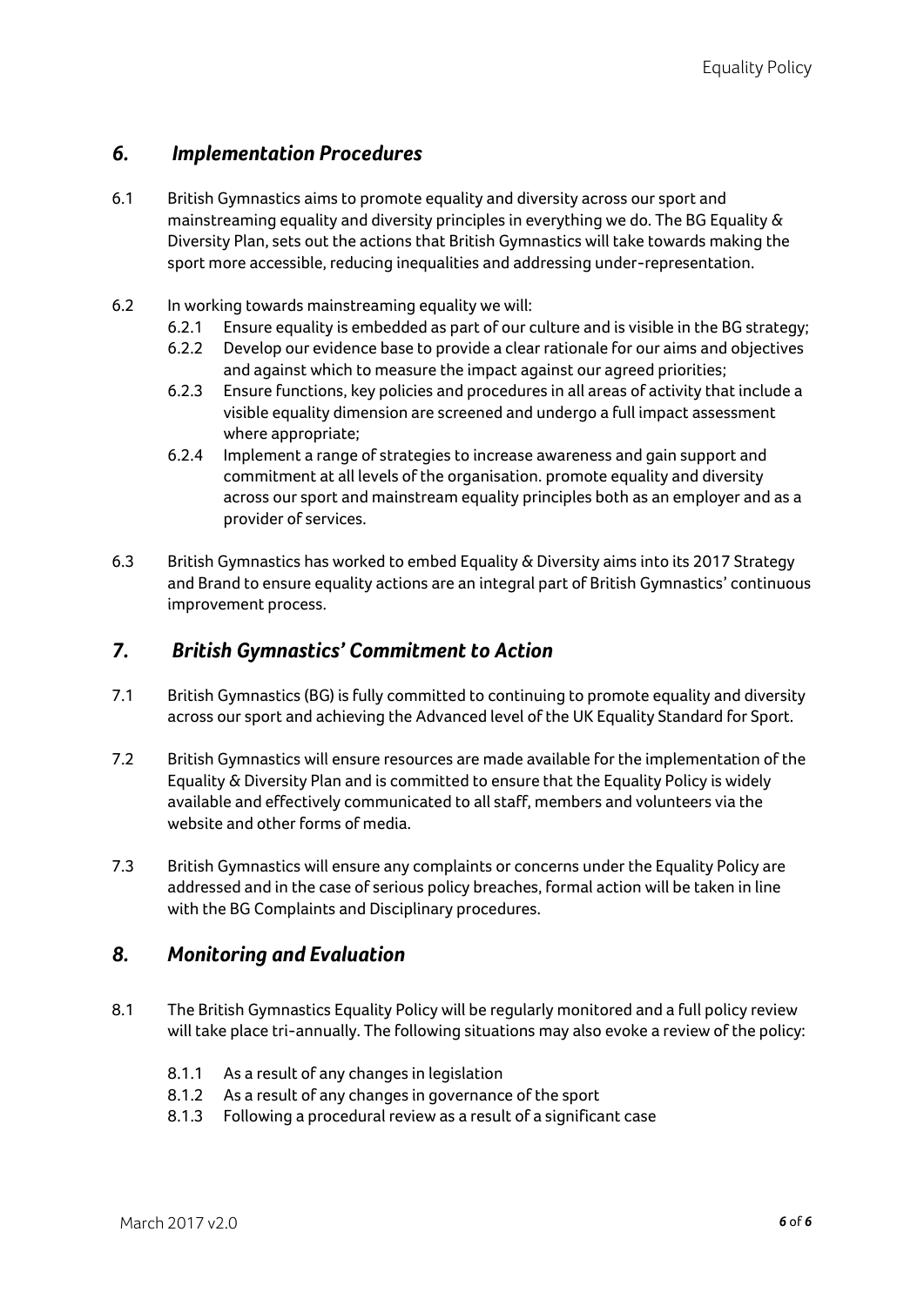## *6. Implementation Procedures*

6.1 British Gymnastics aims to promote equality and diversity across our sport and mainstreaming equality and diversity principles in everything we do. The BG Equality & Diversity Plan, sets out the actions that British Gymnastics will take towards making the sport more accessible, reducing inequalities and addressing under-representation.

6.2 In working towards mainstreaming equality we will:

- 6.2.1 Ensure equality is embedded as part of our culture and is visible in the BG strategy;
- 6.2.2 Develop our evidence base to provide a clear rationale for our aims and objectives and against which to measure the impact against our agreed priorities;
- 6.2.3 Ensure functions, key policies and procedures in all areas of activity that include a visible equality dimension are screened and undergo a full impact assessment where appropriate;
- 6.2.4 Implement a range of strategies to increase awareness and gain support and commitment at all levels of the organisation. promote equality and diversity across our sport and mainstream equality principles both as an employer and as a provider of services.

6.3 British Gymnastics has worked to embed Equality & Diversity aims into its 2017 Strategy and Brand to ensure equality actions are an integral part of British Gymnastics' continuous improvement process.

## *7. British Gymnastics' Commitment to Action*

7.1 British Gymnastics (BG) is fully committed to continuing to promote equality and diversity across our sport and achieving the Advanced level of the UK Equality Standard for Sport.

7.2 British Gymnastics will ensure resources are made available for the implementation of the Equality & Diversity Plan and is committed to ensure that the Equality Policy is widely available and effectively communicated to all staff, members and volunteers via the website and other forms of media.

7.3 British Gymnastics will ensure any complaints or concerns under the Equality Policy are addressed and in the case of serious policy breaches, formal action will be taken in line with the BG Complaints and Disciplinary procedures.

## *8. Monitoring and Evaluation*

8.1 The British Gymnastics Equality Policy will be regularly monitored and a full policy review will take place tri-annually. The following situations may also evoke a review of the policy:

- 8.1.1 As a result of any changes in legislation
- 8.1.2 As a result of any changes in governance of the sport
- 8.1.3 Following a procedural review as a result of a significant case

March 2017 v2.0